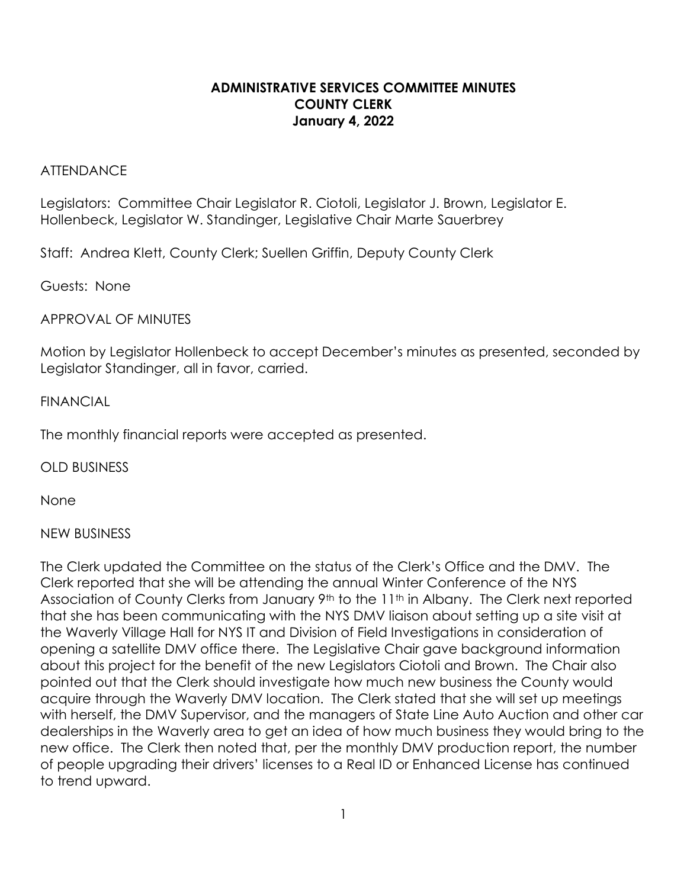# ADMINISTRATIVE SERVICES COMMITTEE MINUTES
## COUNTY CLERK
### January 4, 2022

ATTENDANCE

Legislators: Committee Chair Legislator R. Ciotoli, Legislator J. Brown, Legislator E. Hollenbeck, Legislator W. Standinger, Legislative Chair Marte Sauerbrey

Staff: Andrea Klett, County Clerk; Suellen Griffin, Deputy County Clerk

Guests: None

APPROVAL OF MINUTES

Motion by Legislator Hollenbeck to accept December's minutes as presented, seconded by Legislator Standinger, all in favor, carried.

FINANCIAL

The monthly financial reports were accepted as presented.

OLD BUSINESS

None

NEW BUSINESS

The Clerk updated the Committee on the status of the Clerk's Office and the DMV. The Clerk reported that she will be attending the annual Winter Conference of the NYS Association of County Clerks from January 9th to the 11th in Albany. The Clerk next reported that she has been communicating with the NYS DMV liaison about setting up a site visit at the Waverly Village Hall for NYS IT and Division of Field Investigations in consideration of opening a satellite DMV office there. The Legislative Chair gave background information about this project for the benefit of the new Legislators Ciotoli and Brown. The Chair also pointed out that the Clerk should investigate how much new business the County would acquire through the Waverly DMV location. The Clerk stated that she will set up meetings with herself, the DMV Supervisor, and the managers of State Line Auto Auction and other car dealerships in the Waverly area to get an idea of how much business they would bring to the new office. The Clerk then noted that, per the monthly DMV production report, the number of people upgrading their drivers' licenses to a Real ID or Enhanced License has continued to trend upward.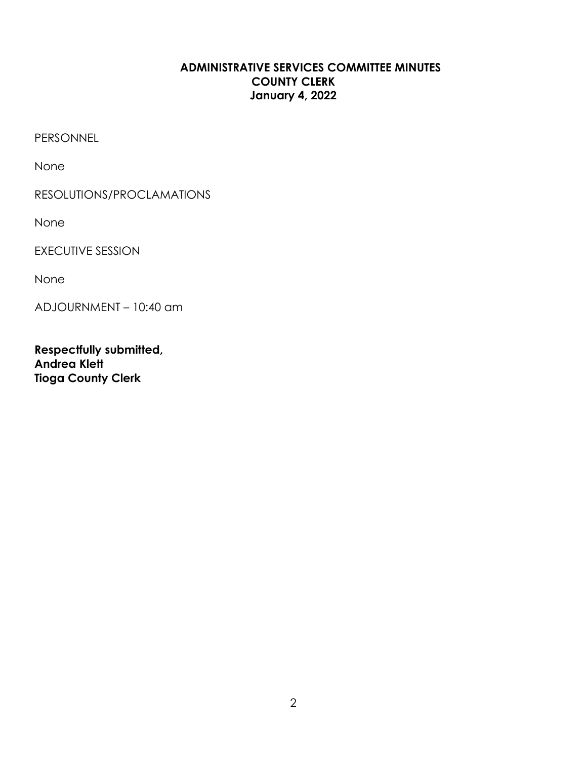**ADMINISTRATIVE SERVICES COMMITTEE MINUTES**
**COUNTY CLERK**
**January 4, 2022**

PERSONNEL

None

RESOLUTIONS/PROCLAMATIONS

None

EXECUTIVE SESSION

None

ADJOURNMENT – 10:40 am

**Respectfully submitted,**
**Andrea Klett**
**Tioga County Clerk**